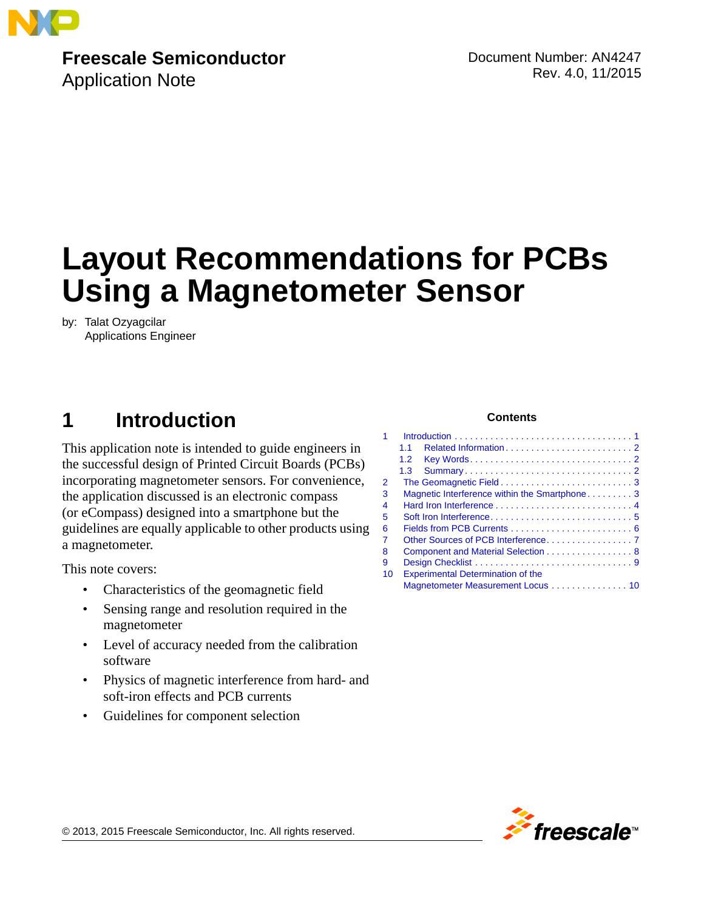Freescale Semiconductor
Application Note

Document Number: AN4247
Rev. 4.0, 11/2015

# Layout Recommendations for PCBs Using a Magnetometer Sensor

by: Talat Ozyagcilar
Applications Engineer

## 1 Introduction

This application note is intended to guide engineers in the successful design of Printed Circuit Boards (PCBs) incorporating magnetometer sensors. For convenience, the application discussed is an electronic compass (or eCompass) designed into a smartphone but the guidelines are equally applicable to other products using a magnetometer.

This note covers:

- Characteristics of the geomagnetic field
- Sensing range and resolution required in the magnetometer
- Level of accuracy needed from the calibration software
- Physics of magnetic interference from hard- and soft-iron effects and PCB currents
- Guidelines for component selection

**Contents**

| | | |
|---|---|---|
| 1 | Introduction | 1 |
| 1.1 | Related Information | 2 |
| 1.2 | Key Words | 2 |
| 1.3 | Summary | 2 |
| 2 | The Geomagnetic Field | 3 |
| 3 | Magnetic Interference within the Smartphone | 3 |
| 4 | Hard Iron Interference | 4 |
| 5 | Soft Iron Interference | 5 |
| 6 | Fields from PCB Currents | 6 |
| 7 | Other Sources of PCB Interference | 7 |
| 8 | Component and Material Selection | 8 |
| 9 | Design Checklist | 9 |
| 10 | Experimental Determination of the Magnetometer Measurement Locus | 10 |

© 2013, 2015 Freescale Semiconductor, Inc. All rights reserved.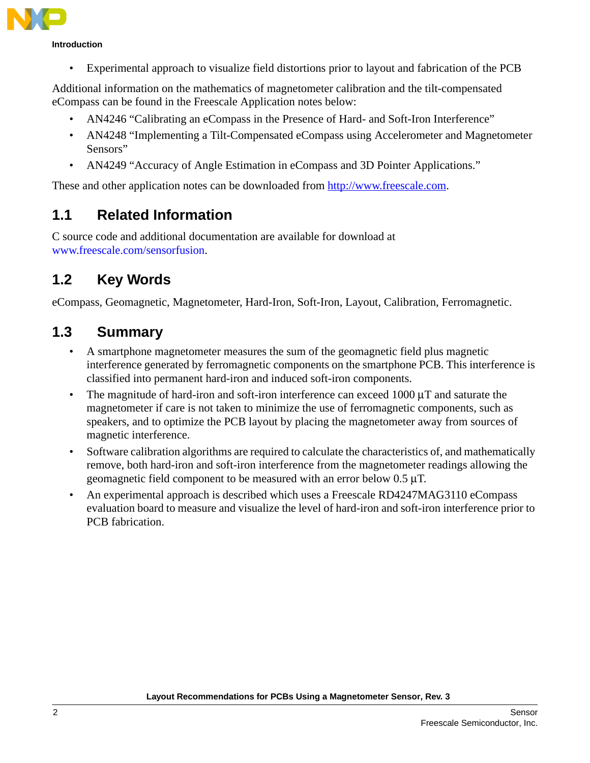- Experimental approach to visualize field distortions prior to layout and fabrication of the PCB

Additional information on the mathematics of magnetometer calibration and the tilt-compensated eCompass can be found in the Freescale Application notes below:

- AN4246 "Calibrating an eCompass in the Presence of Hard- and Soft-Iron Interference"
- AN4248 "Implementing a Tilt-Compensated eCompass using Accelerometer and Magnetometer Sensors"
- AN4249 "Accuracy of Angle Estimation in eCompass and 3D Pointer Applications."

These and other application notes can be downloaded from http://www.freescale.com.

## 1.1 Related Information

C source code and additional documentation are available for download at www.freescale.com/sensorfusion.

## 1.2 Key Words

eCompass, Geomagnetic, Magnetometer, Hard-Iron, Soft-Iron, Layout, Calibration, Ferromagnetic.

## 1.3 Summary

- A smartphone magnetometer measures the sum of the geomagnetic field plus magnetic interference generated by ferromagnetic components on the smartphone PCB. This interference is classified into permanent hard-iron and induced soft-iron components.
- The magnitude of hard-iron and soft-iron interference can exceed 1000 µT and saturate the magnetometer if care is not taken to minimize the use of ferromagnetic components, such as speakers, and to optimize the PCB layout by placing the magnetometer away from sources of magnetic interference.
- Software calibration algorithms are required to calculate the characteristics of, and mathematically remove, both hard-iron and soft-iron interference from the magnetometer readings allowing the geomagnetic field component to be measured with an error below 0.5 µT.
- An experimental approach is described which uses a Freescale RD4247MAG3110 eCompass evaluation board to measure and visualize the level of hard-iron and soft-iron interference prior to PCB fabrication.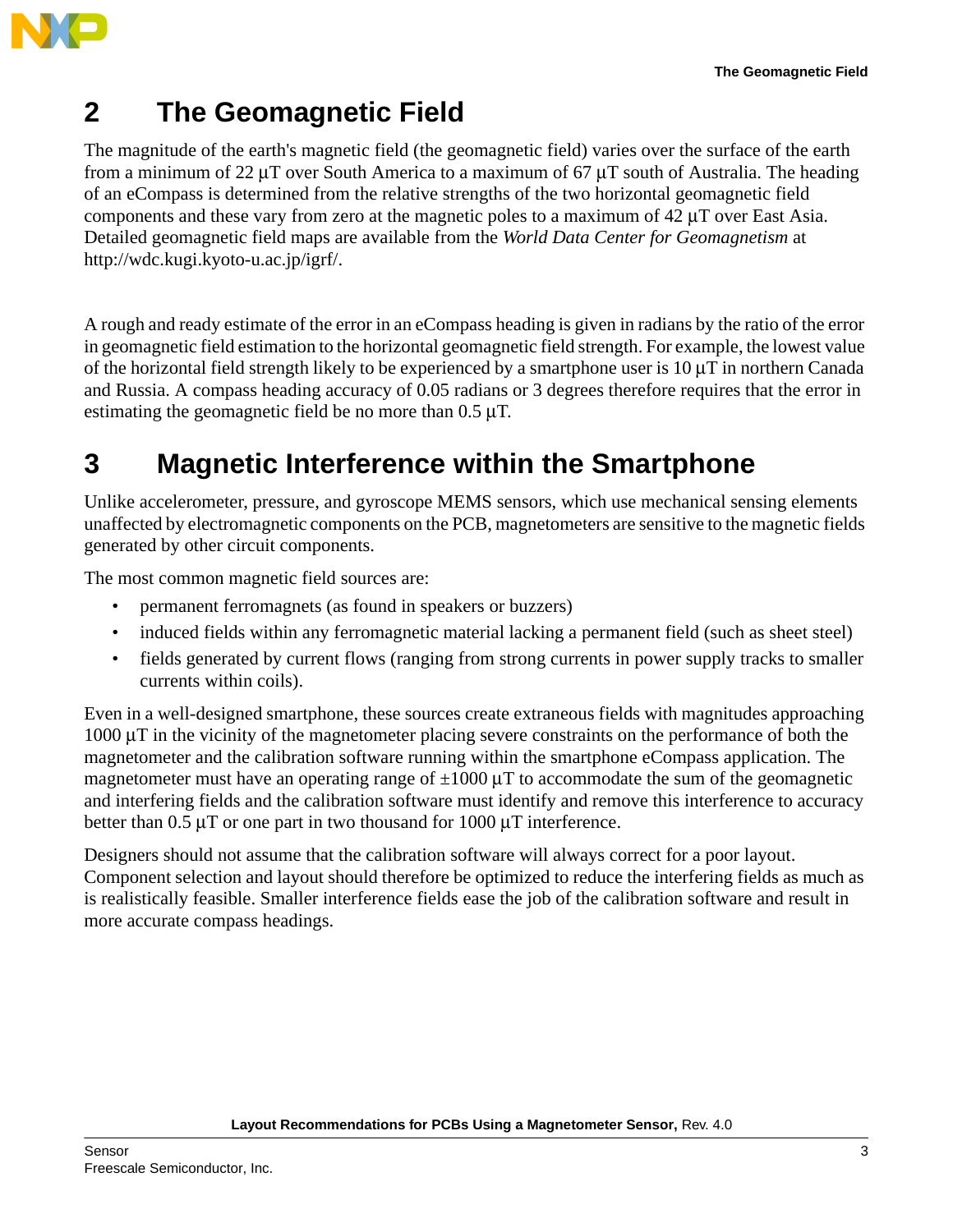## 2 The Geomagnetic Field

The magnitude of the earth's magnetic field (the geomagnetic field) varies over the surface of the earth from a minimum of 22 μT over South America to a maximum of 67 μT south of Australia. The heading of an eCompass is determined from the relative strengths of the two horizontal geomagnetic field components and these vary from zero at the magnetic poles to a maximum of 42 μT over East Asia. Detailed geomagnetic field maps are available from the *World Data Center for Geomagnetism* at http://wdc.kugi.kyoto-u.ac.jp/igrf/.

A rough and ready estimate of the error in an eCompass heading is given in radians by the ratio of the error in geomagnetic field estimation to the horizontal geomagnetic field strength. For example, the lowest value of the horizontal field strength likely to be experienced by a smartphone user is 10 μT in northern Canada and Russia. A compass heading accuracy of 0.05 radians or 3 degrees therefore requires that the error in estimating the geomagnetic field be no more than 0.5 μT.

## 3 Magnetic Interference within the Smartphone

Unlike accelerometer, pressure, and gyroscope MEMS sensors, which use mechanical sensing elements unaffected by electromagnetic components on the PCB, magnetometers are sensitive to the magnetic fields generated by other circuit components.

The most common magnetic field sources are:

- permanent ferromagnets (as found in speakers or buzzers)
- induced fields within any ferromagnetic material lacking a permanent field (such as sheet steel)
- fields generated by current flows (ranging from strong currents in power supply tracks to smaller currents within coils).

Even in a well-designed smartphone, these sources create extraneous fields with magnitudes approaching 1000 μT in the vicinity of the magnetometer placing severe constraints on the performance of both the magnetometer and the calibration software running within the smartphone eCompass application. The magnetometer must have an operating range of ±1000 μT to accommodate the sum of the geomagnetic and interfering fields and the calibration software must identify and remove this interference to accuracy better than 0.5 μT or one part in two thousand for 1000 μT interference.

Designers should not assume that the calibration software will always correct for a poor layout. Component selection and layout should therefore be optimized to reduce the interfering fields as much as is realistically feasible. Smaller interference fields ease the job of the calibration software and result in more accurate compass headings.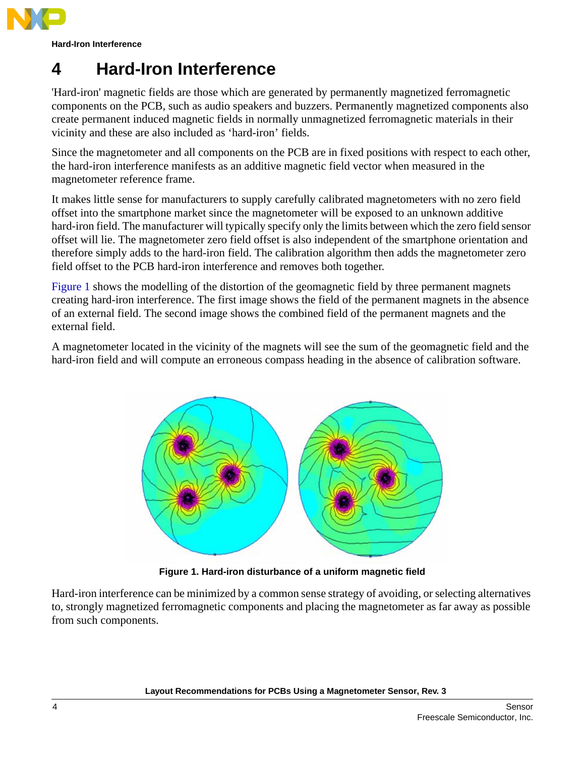# 4 Hard-Iron Interference

'Hard-iron' magnetic fields are those which are generated by permanently magnetized ferromagnetic components on the PCB, such as audio speakers and buzzers. Permanently magnetized components also create permanent induced magnetic fields in normally unmagnetized ferromagnetic materials in their vicinity and these are also included as 'hard-iron' fields.

Since the magnetometer and all components on the PCB are in fixed positions with respect to each other, the hard-iron interference manifests as an additive magnetic field vector when measured in the magnetometer reference frame.

It makes little sense for manufacturers to supply carefully calibrated magnetometers with no zero field offset into the smartphone market since the magnetometer will be exposed to an unknown additive hard-iron field. The manufacturer will typically specify only the limits between which the zero field sensor offset will lie. The magnetometer zero field offset is also independent of the smartphone orientation and therefore simply adds to the hard-iron field. The calibration algorithm then adds the magnetometer zero field offset to the PCB hard-iron interference and removes both together.

Figure 1 shows the modelling of the distortion of the geomagnetic field by three permanent magnets creating hard-iron interference. The first image shows the field of the permanent magnets in the absence of an external field. The second image shows the combined field of the permanent magnets and the external field.

A magnetometer located in the vicinity of the magnets will see the sum of the geomagnetic field and the hard-iron field and will compute an erroneous compass heading in the absence of calibration software.

**Figure 1. Hard-iron disturbance of a uniform magnetic field**

Hard-iron interference can be minimized by a common sense strategy of avoiding, or selecting alternatives to, strongly magnetized ferromagnetic components and placing the magnetometer as far away as possible from such components.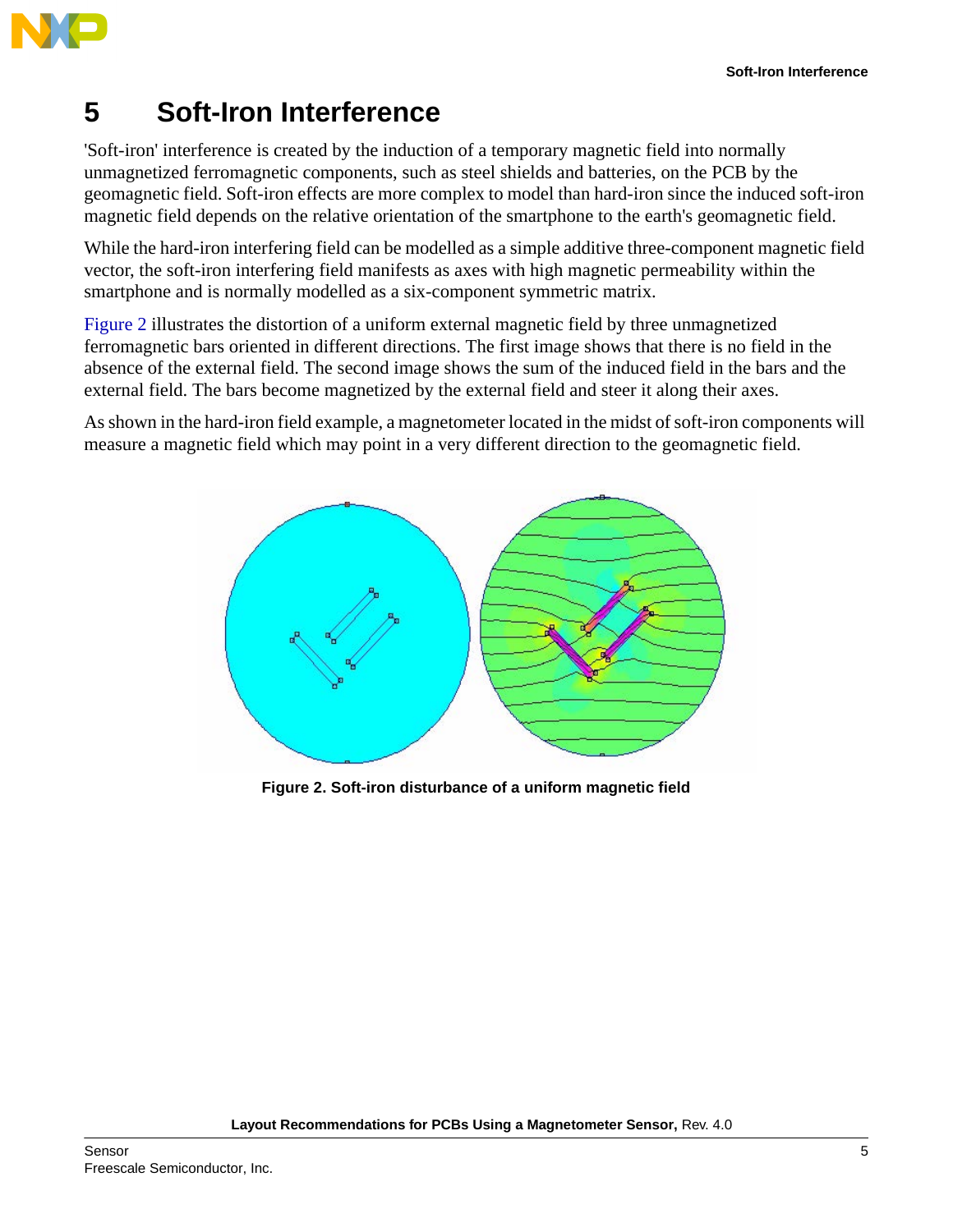# 5 Soft-Iron Interference

'Soft-iron' interference is created by the induction of a temporary magnetic field into normally unmagnetized ferromagnetic components, such as steel shields and batteries, on the PCB by the geomagnetic field. Soft-iron effects are more complex to model than hard-iron since the induced soft-iron magnetic field depends on the relative orientation of the smartphone to the earth's geomagnetic field.

While the hard-iron interfering field can be modelled as a simple additive three-component magnetic field vector, the soft-iron interfering field manifests as axes with high magnetic permeability within the smartphone and is normally modelled as a six-component symmetric matrix.

Figure 2 illustrates the distortion of a uniform external magnetic field by three unmagnetized ferromagnetic bars oriented in different directions. The first image shows that there is no field in the absence of the external field. The second image shows the sum of the induced field in the bars and the external field. The bars become magnetized by the external field and steer it along their axes.

As shown in the hard-iron field example, a magnetometer located in the midst of soft-iron components will measure a magnetic field which may point in a very different direction to the geomagnetic field.

**Figure 2. Soft-iron disturbance of a uniform magnetic field**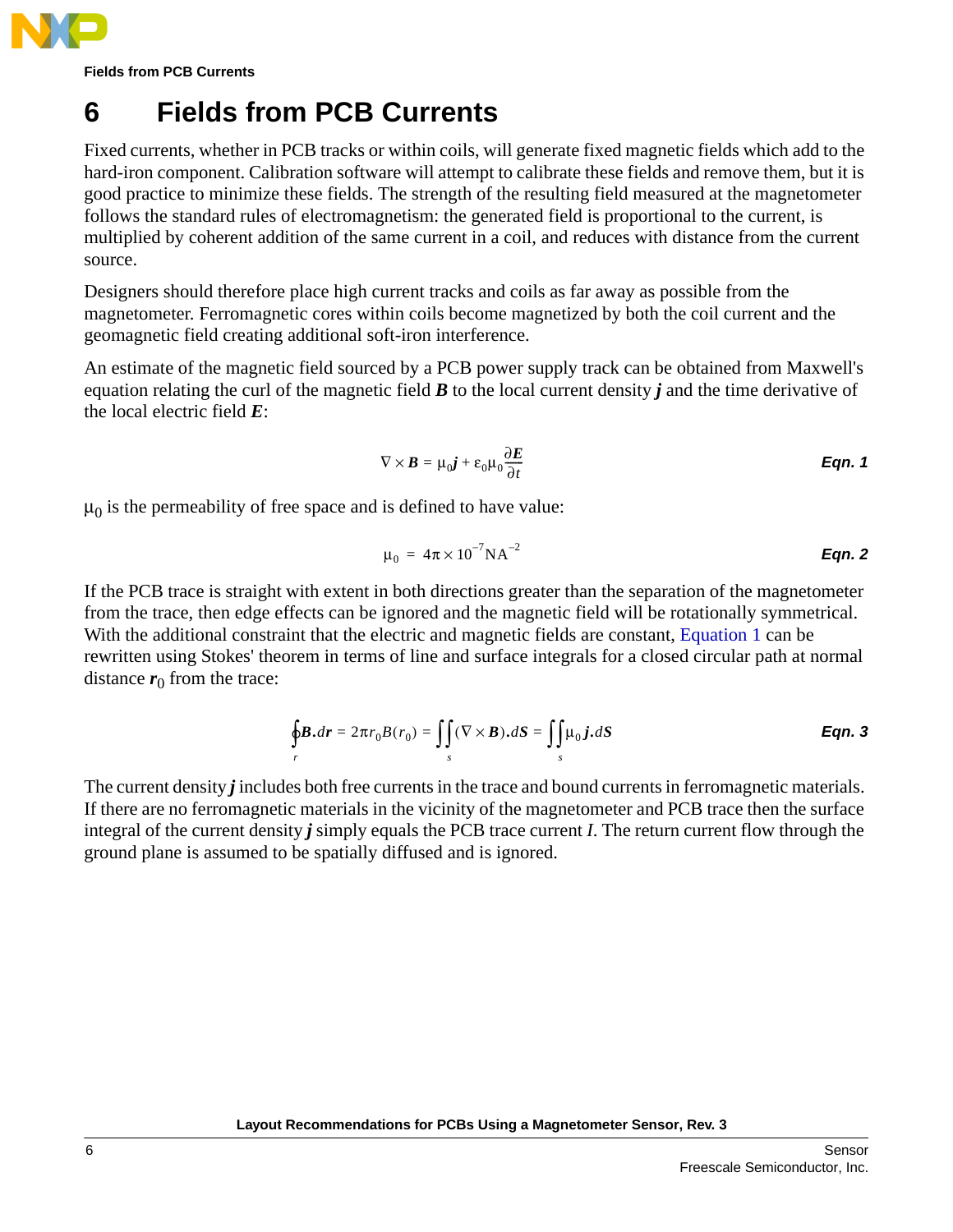# 6 Fields from PCB Currents

Fixed currents, whether in PCB tracks or within coils, will generate fixed magnetic fields which add to the hard-iron component. Calibration software will attempt to calibrate these fields and remove them, but it is good practice to minimize these fields. The strength of the resulting field measured at the magnetometer follows the standard rules of electromagnetism: the generated field is proportional to the current, is multiplied by coherent addition of the same current in a coil, and reduces with distance from the current source.

Designers should therefore place high current tracks and coils as far away as possible from the magnetometer. Ferromagnetic cores within coils become magnetized by both the coil current and the geomagnetic field creating additional soft-iron interference.

An estimate of the magnetic field sourced by a PCB power supply track can be obtained from Maxwell's equation relating the curl of the magnetic field $\boldsymbol{B}$ to the local current density $\boldsymbol{j}$ and the time derivative of the local electric field $\boldsymbol{E}$:

$$\nabla \times \boldsymbol{B} = \mu_0 \boldsymbol{j} + \varepsilon_0 \mu_0 \frac{\partial \boldsymbol{E}}{\partial t} \qquad \textbf{Eqn. 1}$$

$\mu_0$ is the permeability of free space and is defined to have value:

$$\mu_0 = 4\pi \times 10^{-7} \mathrm{NA}^{-2} \qquad \textbf{Eqn. 2}$$

If the PCB trace is straight with extent in both directions greater than the separation of the magnetometer from the trace, then edge effects can be ignored and the magnetic field will be rotationally symmetrical. With the additional constraint that the electric and magnetic fields are constant, Equation 1 can be rewritten using Stokes' theorem in terms of line and surface integrals for a closed circular path at normal distance $\boldsymbol{r}_0$ from the trace:

$$\oint_r \boldsymbol{B}.d\boldsymbol{r} = 2\pi r_0 B(r_0) = \iint_s (\nabla \times \boldsymbol{B}).d\boldsymbol{S} = \iint_s \mu_0 \boldsymbol{j}.d\boldsymbol{S} \qquad \textbf{Eqn. 3}$$

The current density $\boldsymbol{j}$ includes both free currents in the trace and bound currents in ferromagnetic materials. If there are no ferromagnetic materials in the vicinity of the magnetometer and PCB trace then the surface integral of the current density $\boldsymbol{j}$ simply equals the PCB trace current $I$. The return current flow through the ground plane is assumed to be spatially diffused and is ignored.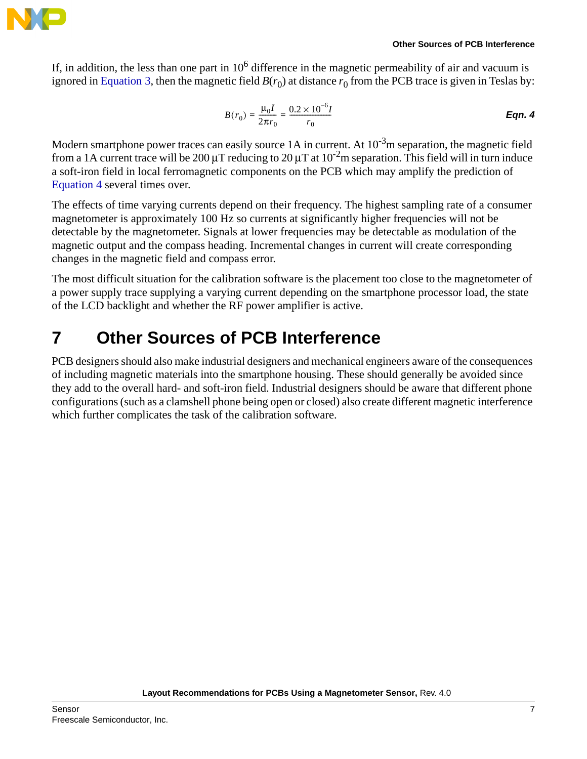If, in addition, the less than one part in $10^6$ difference in the magnetic permeability of air and vacuum is ignored in Equation 3, then the magnetic field $B(r_0)$ at distance $r_0$ from the PCB trace is given in Teslas by:

$$B(r_0) = \frac{\mu_0 I}{2\pi r_0} = \frac{0.2 \times 10^{-6} I}{r_0} \qquad \textbf{Eqn. 4}$$

Modern smartphone power traces can easily source 1A in current. At $10^{-3}$m separation, the magnetic field from a 1A current trace will be 200 µT reducing to 20 µT at $10^{-2}$m separation. This field will in turn induce a soft-iron field in local ferromagnetic components on the PCB which may amplify the prediction of Equation 4 several times over.

The effects of time varying currents depend on their frequency. The highest sampling rate of a consumer magnetometer is approximately 100 Hz so currents at significantly higher frequencies will not be detectable by the magnetometer. Signals at lower frequencies may be detectable as modulation of the magnetic output and the compass heading. Incremental changes in current will create corresponding changes in the magnetic field and compass error.

The most difficult situation for the calibration software is the placement too close to the magnetometer of a power supply trace supplying a varying current depending on the smartphone processor load, the state of the LCD backlight and whether the RF power amplifier is active.

# 7 Other Sources of PCB Interference

PCB designers should also make industrial designers and mechanical engineers aware of the consequences of including magnetic materials into the smartphone housing. These should generally be avoided since they add to the overall hard- and soft-iron field. Industrial designers should be aware that different phone configurations (such as a clamshell phone being open or closed) also create different magnetic interference which further complicates the task of the calibration software.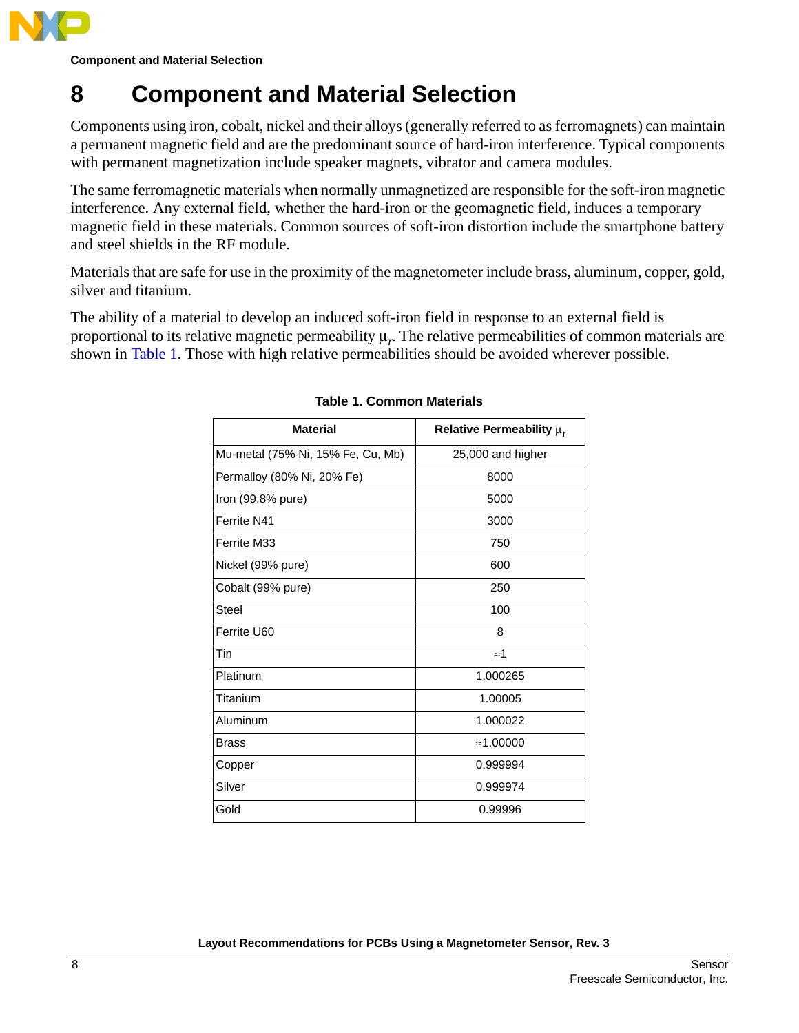# 8 Component and Material Selection

Components using iron, cobalt, nickel and their alloys (generally referred to as ferromagnets) can maintain a permanent magnetic field and are the predominant source of hard-iron interference. Typical components with permanent magnetization include speaker magnets, vibrator and camera modules.

The same ferromagnetic materials when normally unmagnetized are responsible for the soft-iron magnetic interference. Any external field, whether the hard-iron or the geomagnetic field, induces a temporary magnetic field in these materials. Common sources of soft-iron distortion include the smartphone battery and steel shields in the RF module.

Materials that are safe for use in the proximity of the magnetometer include brass, aluminum, copper, gold, silver and titanium.

The ability of a material to develop an induced soft-iron field in response to an external field is proportional to its relative magnetic permeability $\mu_r$. The relative permeabilities of common materials are shown in Table 1. Those with high relative permeabilities should be avoided wherever possible.

**Table 1. Common Materials**

| Material | Relative Permeability $\mu_r$ |
|---|---|
| Mu-metal (75% Ni, 15% Fe, Cu, Mb) | 25,000 and higher |
| Permalloy (80% Ni, 20% Fe) | 8000 |
| Iron (99.8% pure) | 5000 |
| Ferrite N41 | 3000 |
| Ferrite M33 | 750 |
| Nickel (99% pure) | 600 |
| Cobalt (99% pure) | 250 |
| Steel | 100 |
| Ferrite U60 | 8 |
| Tin | ≈1 |
| Platinum | 1.000265 |
| Titanium | 1.00005 |
| Aluminum | 1.000022 |
| Brass | ≈1.00000 |
| Copper | 0.999994 |
| Silver | 0.999974 |
| Gold | 0.99996 |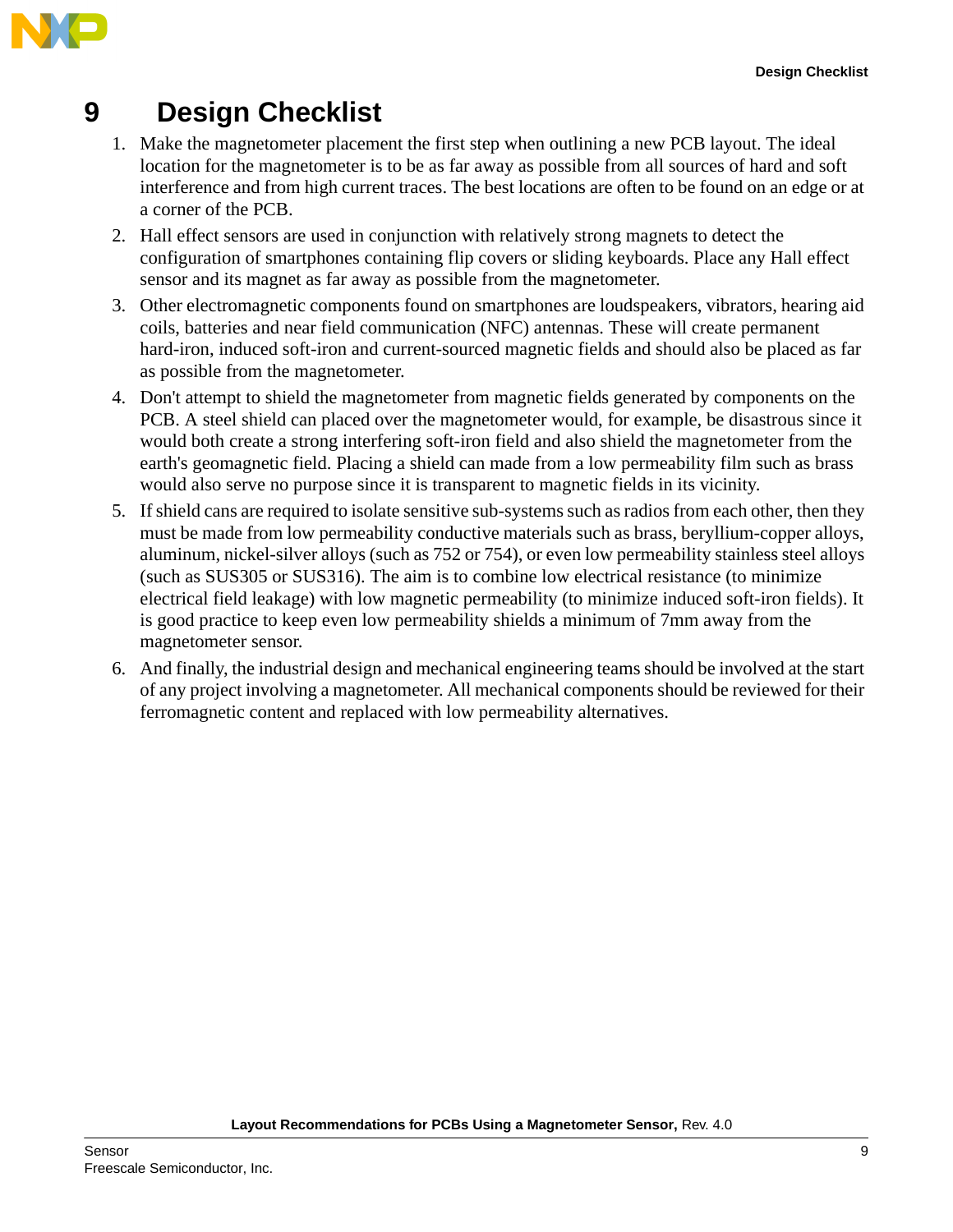# 9 Design Checklist

1. Make the magnetometer placement the first step when outlining a new PCB layout. The ideal location for the magnetometer is to be as far away as possible from all sources of hard and soft interference and from high current traces. The best locations are often to be found on an edge or at a corner of the PCB.
2. Hall effect sensors are used in conjunction with relatively strong magnets to detect the configuration of smartphones containing flip covers or sliding keyboards. Place any Hall effect sensor and its magnet as far away as possible from the magnetometer.
3. Other electromagnetic components found on smartphones are loudspeakers, vibrators, hearing aid coils, batteries and near field communication (NFC) antennas. These will create permanent hard-iron, induced soft-iron and current-sourced magnetic fields and should also be placed as far as possible from the magnetometer.
4. Don't attempt to shield the magnetometer from magnetic fields generated by components on the PCB. A steel shield can placed over the magnetometer would, for example, be disastrous since it would both create a strong interfering soft-iron field and also shield the magnetometer from the earth's geomagnetic field. Placing a shield can made from a low permeability film such as brass would also serve no purpose since it is transparent to magnetic fields in its vicinity.
5. If shield cans are required to isolate sensitive sub-systems such as radios from each other, then they must be made from low permeability conductive materials such as brass, beryllium-copper alloys, aluminum, nickel-silver alloys (such as 752 or 754), or even low permeability stainless steel alloys (such as SUS305 or SUS316). The aim is to combine low electrical resistance (to minimize electrical field leakage) with low magnetic permeability (to minimize induced soft-iron fields). It is good practice to keep even low permeability shields a minimum of 7mm away from the magnetometer sensor.
6. And finally, the industrial design and mechanical engineering teams should be involved at the start of any project involving a magnetometer. All mechanical components should be reviewed for their ferromagnetic content and replaced with low permeability alternatives.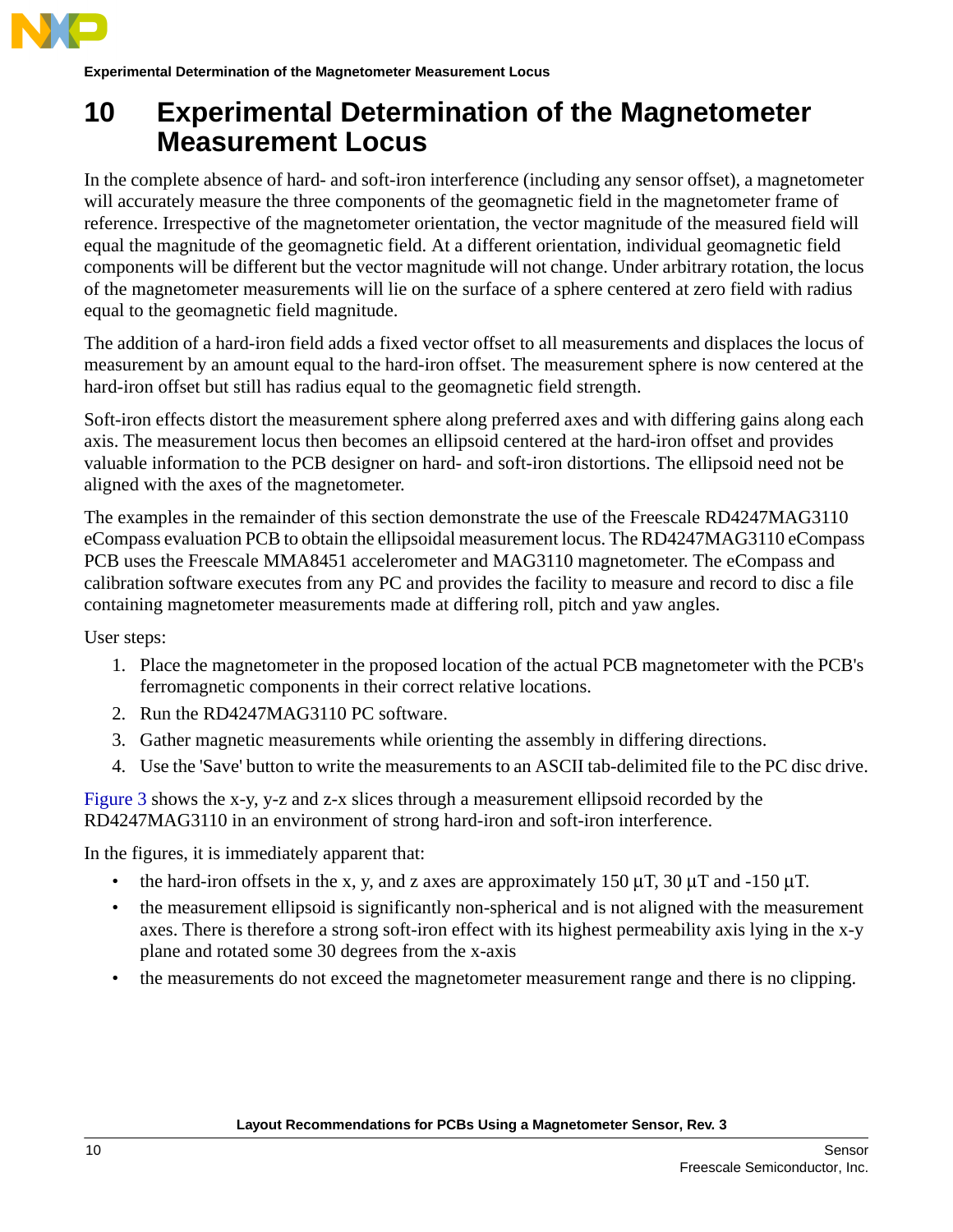# 10 Experimental Determination of the Magnetometer Measurement Locus

In the complete absence of hard- and soft-iron interference (including any sensor offset), a magnetometer will accurately measure the three components of the geomagnetic field in the magnetometer frame of reference. Irrespective of the magnetometer orientation, the vector magnitude of the measured field will equal the magnitude of the geomagnetic field. At a different orientation, individual geomagnetic field components will be different but the vector magnitude will not change. Under arbitrary rotation, the locus of the magnetometer measurements will lie on the surface of a sphere centered at zero field with radius equal to the geomagnetic field magnitude.

The addition of a hard-iron field adds a fixed vector offset to all measurements and displaces the locus of measurement by an amount equal to the hard-iron offset. The measurement sphere is now centered at the hard-iron offset but still has radius equal to the geomagnetic field strength.

Soft-iron effects distort the measurement sphere along preferred axes and with differing gains along each axis. The measurement locus then becomes an ellipsoid centered at the hard-iron offset and provides valuable information to the PCB designer on hard- and soft-iron distortions. The ellipsoid need not be aligned with the axes of the magnetometer.

The examples in the remainder of this section demonstrate the use of the Freescale RD4247MAG3110 eCompass evaluation PCB to obtain the ellipsoidal measurement locus. The RD4247MAG3110 eCompass PCB uses the Freescale MMA8451 accelerometer and MAG3110 magnetometer. The eCompass and calibration software executes from any PC and provides the facility to measure and record to disc a file containing magnetometer measurements made at differing roll, pitch and yaw angles.

User steps:

1. Place the magnetometer in the proposed location of the actual PCB magnetometer with the PCB's ferromagnetic components in their correct relative locations.
2. Run the RD4247MAG3110 PC software.
3. Gather magnetic measurements while orienting the assembly in differing directions.
4. Use the 'Save' button to write the measurements to an ASCII tab-delimited file to the PC disc drive.

Figure 3 shows the x-y, y-z and z-x slices through a measurement ellipsoid recorded by the RD4247MAG3110 in an environment of strong hard-iron and soft-iron interference.

In the figures, it is immediately apparent that:

- the hard-iron offsets in the x, y, and z axes are approximately 150 µT, 30 µT and -150 µT.
- the measurement ellipsoid is significantly non-spherical and is not aligned with the measurement axes. There is therefore a strong soft-iron effect with its highest permeability axis lying in the x-y plane and rotated some 30 degrees from the x-axis
- the measurements do not exceed the magnetometer measurement range and there is no clipping.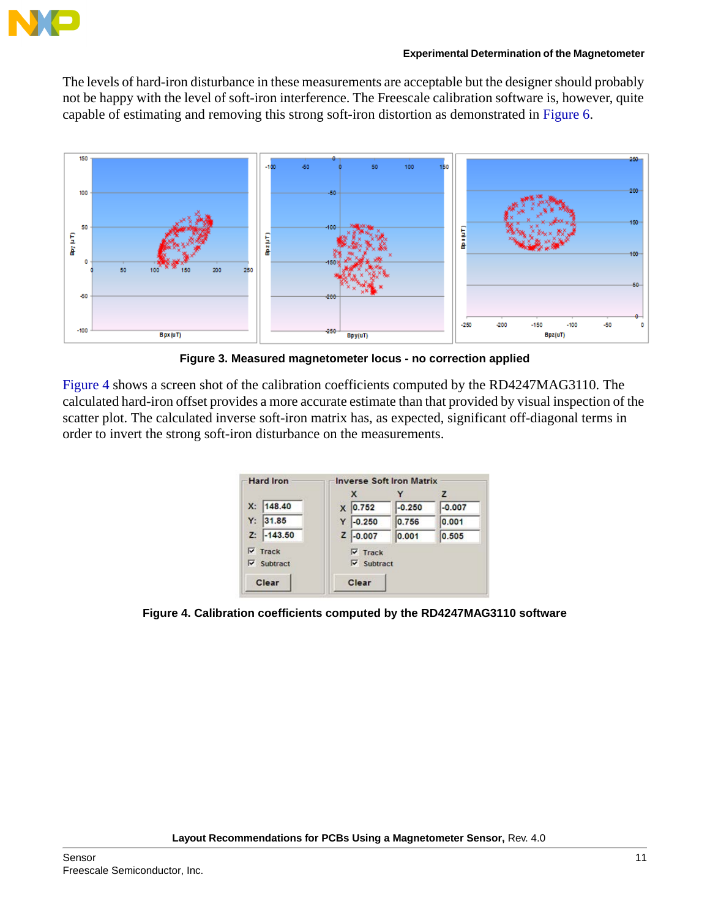The levels of hard-iron disturbance in these measurements are acceptable but the designer should probably not be happy with the level of soft-iron interference. The Freescale calibration software is, however, quite capable of estimating and removing this strong soft-iron distortion as demonstrated in Figure 6.

**Figure 3. Measured magnetometer locus - no correction applied**

Figure 4 shows a screen shot of the calibration coefficients computed by the RD4247MAG3110. The calculated hard-iron offset provides a more accurate estimate than that provided by visual inspection of the scatter plot. The calculated inverse soft-iron matrix has, as expected, significant off-diagonal terms in order to invert the strong soft-iron disturbance on the measurements.

| Hard Iron | |
|---|---|
| X: | 148.40 |
| Y: | 31.85 |
| Z: | -143.50 |

| Inverse Soft Iron Matrix | X | Y | Z |
|---|---|---|---|
| X | 0.752 | -0.250 | -0.007 |
| Y | -0.250 | 0.756 | 0.001 |
| Z | -0.007 | 0.001 | 0.505 |

**Figure 4. Calibration coefficients computed by the RD4247MAG3110 software**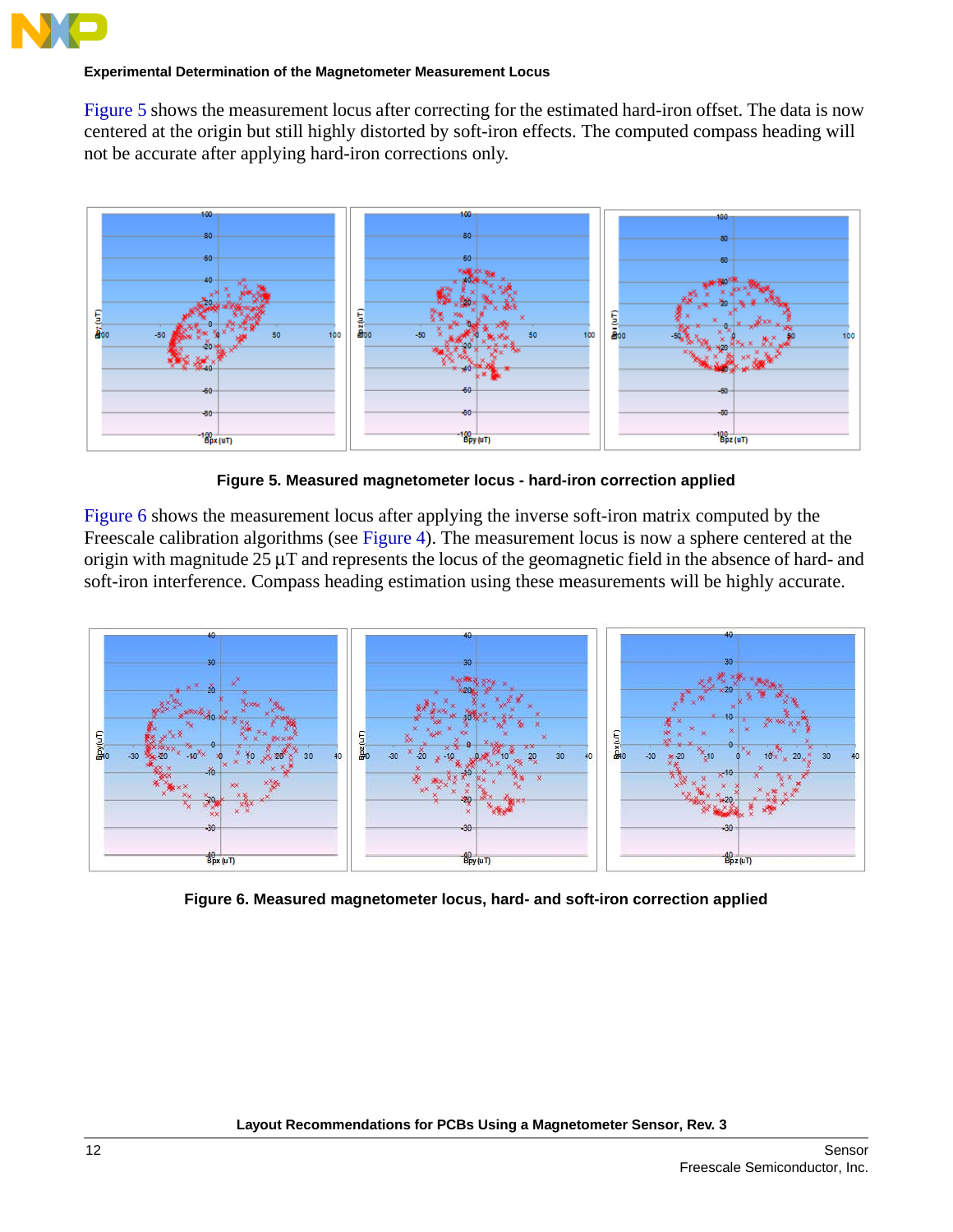Figure 5 shows the measurement locus after correcting for the estimated hard-iron offset. The data is now centered at the origin but still highly distorted by soft-iron effects. The computed compass heading will not be accurate after applying hard-iron corrections only.

**Figure 5. Measured magnetometer locus - hard-iron correction applied**

Figure 6 shows the measurement locus after applying the inverse soft-iron matrix computed by the Freescale calibration algorithms (see Figure 4). The measurement locus is now a sphere centered at the origin with magnitude 25 μT and represents the locus of the geomagnetic field in the absence of hard- and soft-iron interference. Compass heading estimation using these measurements will be highly accurate.

**Figure 6. Measured magnetometer locus, hard- and soft-iron correction applied**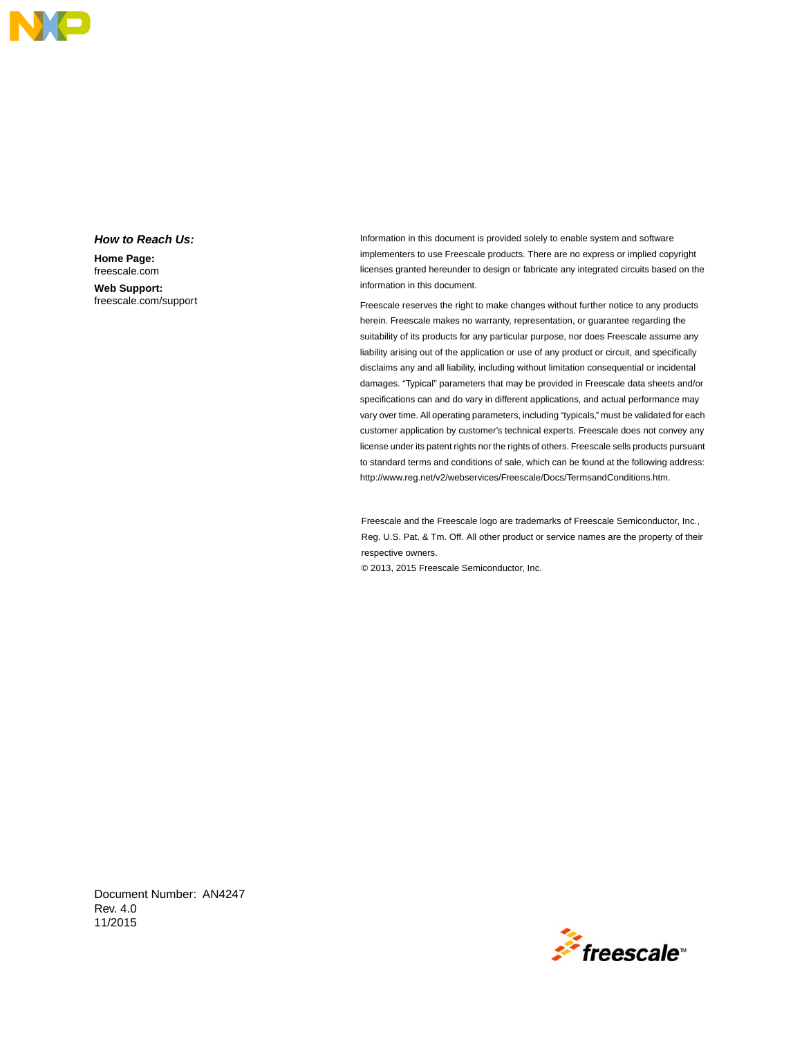***How to Reach Us:***

**Home Page:**
freescale.com

**Web Support:**
freescale.com/support

Information in this document is provided solely to enable system and software implementers to use Freescale products. There are no express or implied copyright licenses granted hereunder to design or fabricate any integrated circuits based on the information in this document.

Freescale reserves the right to make changes without further notice to any products herein. Freescale makes no warranty, representation, or guarantee regarding the suitability of its products for any particular purpose, nor does Freescale assume any liability arising out of the application or use of any product or circuit, and specifically disclaims any and all liability, including without limitation consequential or incidental damages. “Typical” parameters that may be provided in Freescale data sheets and/or specifications can and do vary in different applications, and actual performance may vary over time. All operating parameters, including “typicals,” must be validated for each customer application by customer's technical experts. Freescale does not convey any license under its patent rights nor the rights of others. Freescale sells products pursuant to standard terms and conditions of sale, which can be found at the following address: http://www.reg.net/v2/webservices/Freescale/Docs/TermsandConditions.htm.

Freescale and the Freescale logo are trademarks of Freescale Semiconductor, Inc., Reg. U.S. Pat. & Tm. Off. All other product or service names are the property of their respective owners.

© 2013, 2015 Freescale Semiconductor, Inc.

Document Number: AN4247
Rev. 4.0
11/2015